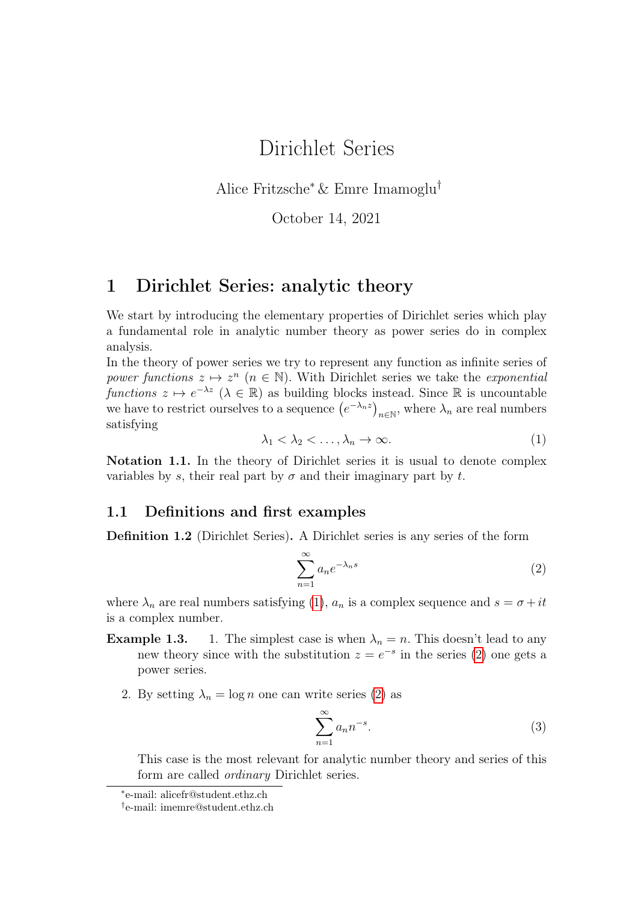# Dirichlet Series

Alice Fritzsche[*] & Emre Imamoglu[†]

October 14, 2021

## 1 Dirichlet Series: analytic theory

We start by introducing the elementary properties of Dirichlet series which play a fundamental role in analytic number theory as power series do in complex analysis.

In the theory of power series we try to represent any function as infinite series of *power functions* $z \mapsto z^n$ ($n \in \mathbb{N}$). With Dirichlet series we take the *exponential functions* $z \mapsto e^{-\lambda z}$ ($\lambda \in \mathbb{R}$) as building blocks instead. Since $\mathbb{R}$ is uncountable we have to restrict ourselves to a sequence $\left(e^{-\lambda_n z}\right)_{n\in\mathbb{N}}$, where $\lambda_n$ are real numbers satisfying

$$\lambda_1 < \lambda_2 < \ldots, \lambda_n \to \infty. \tag{1}$$

**Notation 1.1.** In the theory of Dirichlet series it is usual to denote complex variables by $s$, their real part by $\sigma$ and their imaginary part by $t$.

### 1.1 Definitions and first examples

**Definition 1.2** (Dirichlet Series)**.** A Dirichlet series is any series of the form

$$\sum_{n=1}^{\infty} a_n e^{-\lambda_n s} \tag{2}$$

where $\lambda_n$ are real numbers satisfying (1), $a_n$ is a complex sequence and $s = \sigma + it$ is a complex number.

**Example 1.3.**

1. The simplest case is when $\lambda_n = n$. This doesn't lead to any new theory since with the substitution $z = e^{-s}$ in the series (2) one gets a power series.

2. By setting $\lambda_n = \log n$ one can write series (2) as

$$\sum_{n=1}^{\infty} a_n n^{-s}. \tag{3}$$

This case is the most relevant for analytic number theory and series of this form are called *ordinary* Dirichlet series.

---

[*] e-mail: alicefr@student.ethz.ch

[†] e-mail: imemre@student.ethz.ch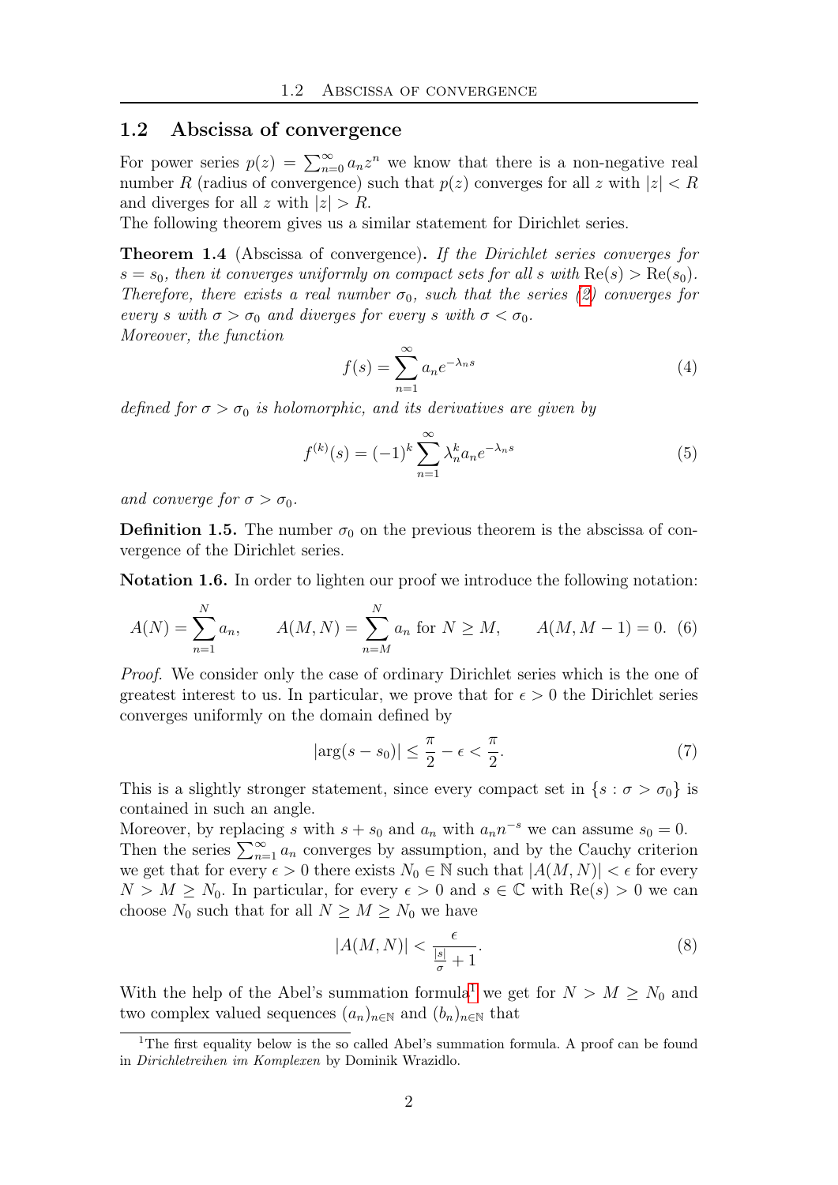## 1.2 Abscissa of convergence

For power series $p(z) = \sum_{n=0}^{\infty} a_n z^n$ we know that there is a non-negative real number $R$ (radius of convergence) such that $p(z)$ converges for all $z$ with $|z| < R$ and diverges for all $z$ with $|z| > R$.
The following theorem gives us a similar statement for Dirichlet series.

**Theorem 1.4** (Abscissa of convergence)**.** *If the Dirichlet series converges for $s = s_0$, then it converges uniformly on compact sets for all $s$ with $\mathrm{Re}(s) > \mathrm{Re}(s_0)$. Therefore, there exists a real number $\sigma_0$, such that the series (2) converges for every $s$ with $\sigma > \sigma_0$ and diverges for every $s$ with $\sigma < \sigma_0$.*
*Moreover, the function*

$$f(s) = \sum_{n=1}^{\infty} a_n e^{-\lambda_n s} \tag{4}$$

*defined for $\sigma > \sigma_0$ is holomorphic, and its derivatives are given by*

$$f^{(k)}(s) = (-1)^k \sum_{n=1}^{\infty} \lambda_n^k a_n e^{-\lambda_n s} \tag{5}$$

*and converge for $\sigma > \sigma_0$.*

**Definition 1.5.** The number $\sigma_0$ on the previous theorem is the abscissa of convergence of the Dirichlet series.

**Notation 1.6.** In order to lighten our proof we introduce the following notation:

$$A(N) = \sum_{n=1}^{N} a_n, \qquad A(M,N) = \sum_{n=M}^{N} a_n \text{ for } N \geq M, \qquad A(M, M-1) = 0. \tag{6}$$

*Proof.* We consider only the case of ordinary Dirichlet series which is the one of greatest interest to us. In particular, we prove that for $\epsilon > 0$ the Dirichlet series converges uniformly on the domain defined by

$$|\arg(s - s_0)| \leq \frac{\pi}{2} - \epsilon < \frac{\pi}{2}. \tag{7}$$

This is a slightly stronger statement, since every compact set in $\{s : \sigma > \sigma_0\}$ is contained in such an angle.
Moreover, by replacing $s$ with $s + s_0$ and $a_n$ with $a_n n^{-s}$ we can assume $s_0 = 0$.
Then the series $\sum_{n=1}^{\infty} a_n$ converges by assumption, and by the Cauchy criterion we get that for every $\epsilon > 0$ there exists $N_0 \in \mathbb{N}$ such that $|A(M,N)| < \epsilon$ for every $N > M \geq N_0$. In particular, for every $\epsilon > 0$ and $s \in \mathbb{C}$ with $\mathrm{Re}(s) > 0$ we can choose $N_0$ such that for all $N \geq M \geq N_0$ we have

$$|A(M,N)| < \frac{\epsilon}{\frac{|s|}{\sigma} + 1}. \tag{8}$$

With the help of the Abel's summation formula[1] we get for $N > M \geq N_0$ and two complex valued sequences $(a_n)_{n\in\mathbb{N}}$ and $(b_n)_{n\in\mathbb{N}}$ that

[1] The first equality below is the so called Abel's summation formula. A proof can be found in *Dirichletreihen im Komplexen* by Dominik Wrazidlo.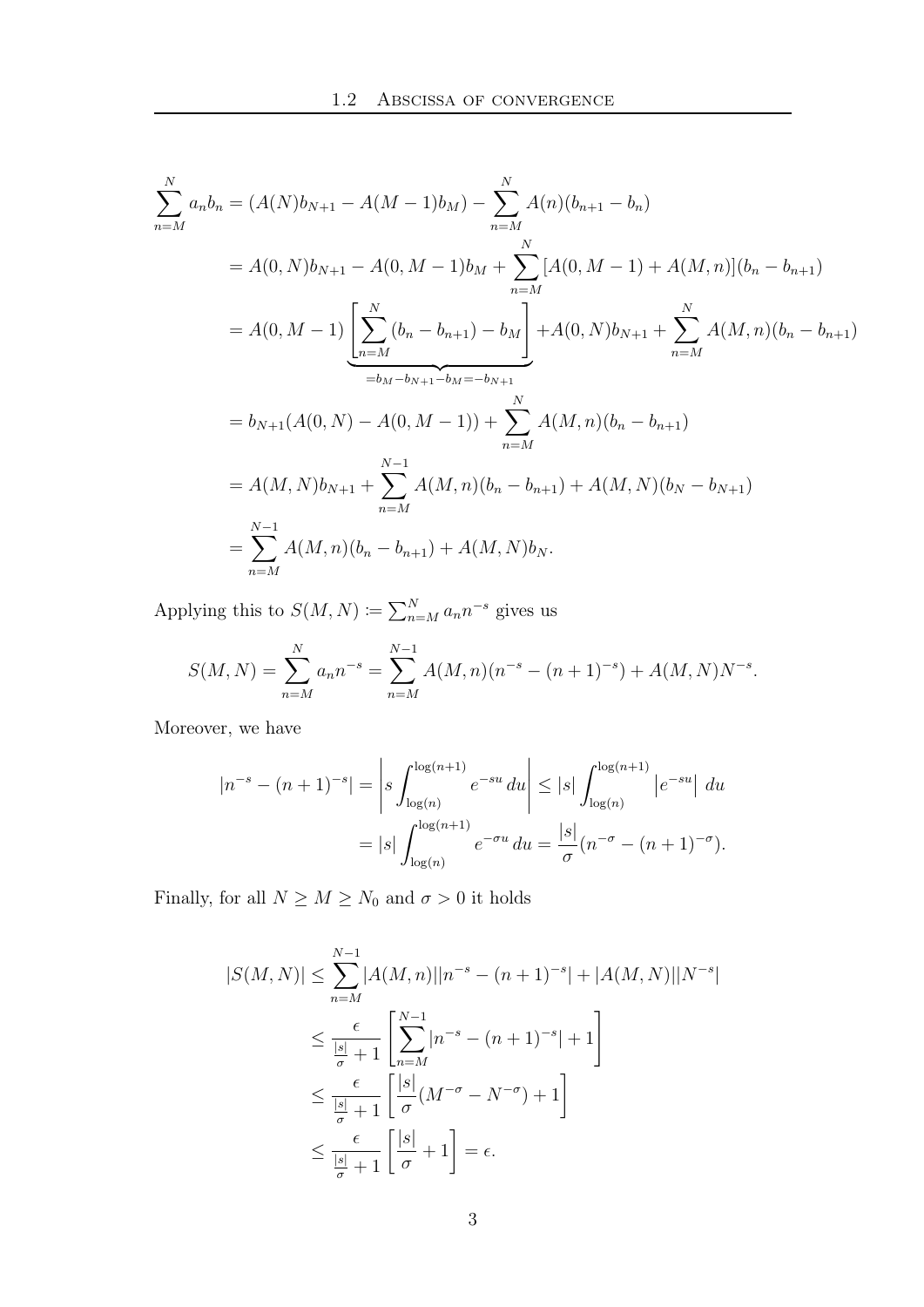$$
\begin{aligned}
\sum_{n=M}^{N} a_n b_n &= (A(N)b_{N+1} - A(M-1)b_M) - \sum_{n=M}^{N} A(n)(b_{n+1} - b_n) \\
&= A(0,N)b_{N+1} - A(0,M-1)b_M + \sum_{n=M}^{N} [A(0,M-1) + A(M,n)](b_n - b_{n+1}) \\
&= A(0,M-1) \underbrace{\left[ \sum_{n=M}^{N} (b_n - b_{n+1}) - b_M \right]}_{= b_M - b_{N+1} - b_M = -b_{N+1}} + A(0,N)b_{N+1} + \sum_{n=M}^{N} A(M,n)(b_n - b_{n+1}) \\
&= b_{N+1}(A(0,N) - A(0,M-1)) + \sum_{n=M}^{N} A(M,n)(b_n - b_{n+1}) \\
&= A(M,N)b_{N+1} + \sum_{n=M}^{N-1} A(M,n)(b_n - b_{n+1}) + A(M,N)(b_N - b_{N+1}) \\
&= \sum_{n=M}^{N-1} A(M,n)(b_n - b_{n+1}) + A(M,N)b_N.
\end{aligned}
$$

Applying this to $S(M,N) := \sum_{n=M}^{N} a_n n^{-s}$ gives us

$$
S(M,N) = \sum_{n=M}^{N} a_n n^{-s} = \sum_{n=M}^{N-1} A(M,n)(n^{-s} - (n+1)^{-s}) + A(M,N)N^{-s}.
$$

Moreover, we have

$$
\begin{aligned}
|n^{-s} - (n+1)^{-s}| = \left| s \int_{\log(n)}^{\log(n+1)} e^{-su}\, du \right| &\leq |s| \int_{\log(n)}^{\log(n+1)} \left| e^{-su} \right| \, du \\
&= |s| \int_{\log(n)}^{\log(n+1)} e^{-\sigma u}\, du = \frac{|s|}{\sigma}(n^{-\sigma} - (n+1)^{-\sigma}).
\end{aligned}
$$

Finally, for all $N \geq M \geq N_0$ and $\sigma > 0$ it holds

$$
\begin{aligned}
|S(M,N)| &\leq \sum_{n=M}^{N-1} |A(M,n)||n^{-s} - (n+1)^{-s}| + |A(M,N)||N^{-s}| \\
&\leq \frac{\epsilon}{\frac{|s|}{\sigma} + 1} \left[ \sum_{n=M}^{N-1} |n^{-s} - (n+1)^{-s}| + 1 \right] \\
&\leq \frac{\epsilon}{\frac{|s|}{\sigma} + 1} \left[ \frac{|s|}{\sigma}(M^{-\sigma} - N^{-\sigma}) + 1 \right] \\
&\leq \frac{\epsilon}{\frac{|s|}{\sigma} + 1} \left[ \frac{|s|}{\sigma} + 1 \right] = \epsilon.
\end{aligned}
$$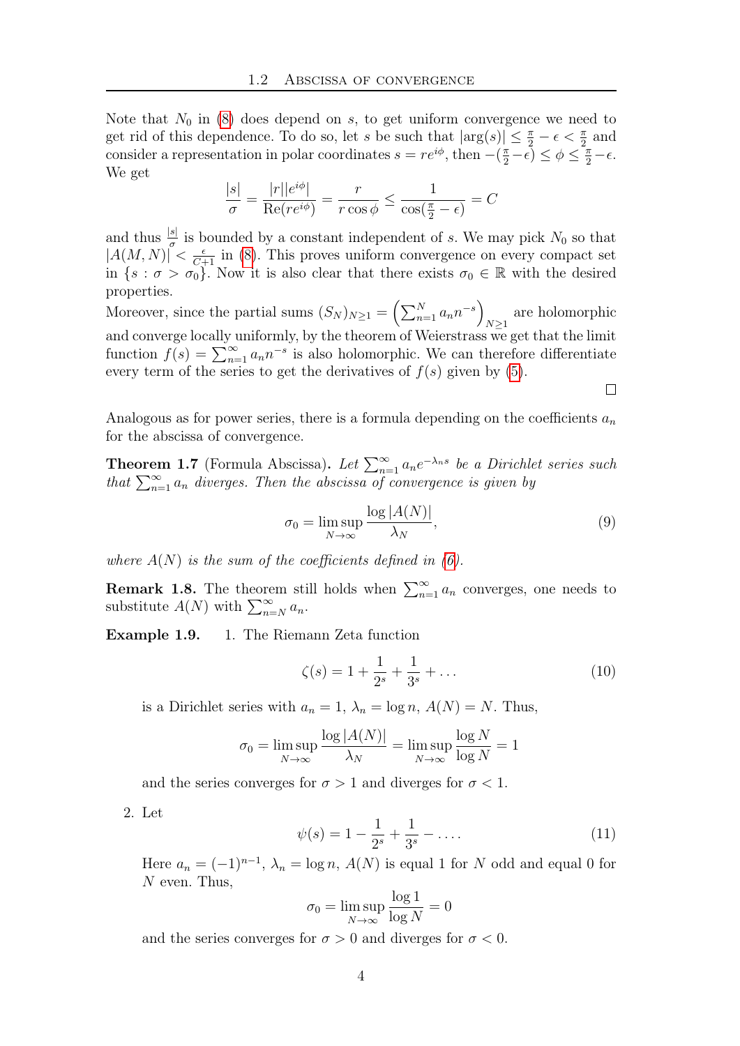Note that $N_0$ in (8) does depend on $s$, to get uniform convergence we need to get rid of this dependence. To do so, let $s$ be such that $|\arg(s)| \leq \frac{\pi}{2} - \epsilon < \frac{\pi}{2}$ and consider a representation in polar coordinates $s = re^{i\phi}$, then $-(\frac{\pi}{2} - \epsilon) \leq \phi \leq \frac{\pi}{2} - \epsilon$. We get

$$\frac{|s|}{\sigma} = \frac{|r||e^{i\phi}|}{\mathrm{Re}(re^{i\phi})} = \frac{r}{r\cos\phi} \leq \frac{1}{\cos(\frac{\pi}{2} - \epsilon)} = C$$

and thus $\frac{|s|}{\sigma}$ is bounded by a constant independent of $s$. We may pick $N_0$ so that $|A(M,N)| < \frac{\epsilon}{C+1}$ in (8). This proves uniform convergence on every compact set in $\{s : \sigma > \sigma_0\}$. Now it is also clear that there exists $\sigma_0 \in \mathbb{R}$ with the desired properties.

Moreover, since the partial sums $(S_N)_{N\geq 1} = \left(\sum_{n=1}^{N} a_n n^{-s}\right)_{N\geq 1}$ are holomorphic and converge locally uniformly, by the theorem of Weierstrass we get that the limit function $f(s) = \sum_{n=1}^{\infty} a_n n^{-s}$ is also holomorphic. We can therefore differentiate every term of the series to get the derivatives of $f(s)$ given by (5).

□

Analogous as for power series, there is a formula depending on the coefficients $a_n$ for the abscissa of convergence.

**Theorem 1.7** (Formula Abscissa)**.** *Let $\sum_{n=1}^{\infty} a_n e^{-\lambda_n s}$ be a Dirichlet series such that $\sum_{n=1}^{\infty} a_n$ diverges. Then the abscissa of convergence is given by*

$$\sigma_0 = \limsup_{N\to\infty} \frac{\log|A(N)|}{\lambda_N}, \tag{9}$$

*where $A(N)$ is the sum of the coefficients defined in (6).*

**Remark 1.8.** The theorem still holds when $\sum_{n=1}^{\infty} a_n$ converges, one needs to substitute $A(N)$ with $\sum_{n=N}^{\infty} a_n$.

**Example 1.9.**

1. The Riemann Zeta function

$$\zeta(s) = 1 + \frac{1}{2^s} + \frac{1}{3^s} + \dots \tag{10}$$

is a Dirichlet series with $a_n = 1$, $\lambda_n = \log n$, $A(N) = N$. Thus,

$$\sigma_0 = \limsup_{N\to\infty} \frac{\log|A(N)|}{\lambda_N} = \limsup_{N\to\infty} \frac{\log N}{\log N} = 1$$

and the series converges for $\sigma > 1$ and diverges for $\sigma < 1$.

2. Let

$$\psi(s) = 1 - \frac{1}{2^s} + \frac{1}{3^s} - \dots. \tag{11}$$

Here $a_n = (-1)^{n-1}$, $\lambda_n = \log n$, $A(N)$ is equal 1 for $N$ odd and equal 0 for $N$ even. Thus,

$$\sigma_0 = \limsup_{N\to\infty} \frac{\log 1}{\log N} = 0$$

and the series converges for $\sigma > 0$ and diverges for $\sigma < 0$.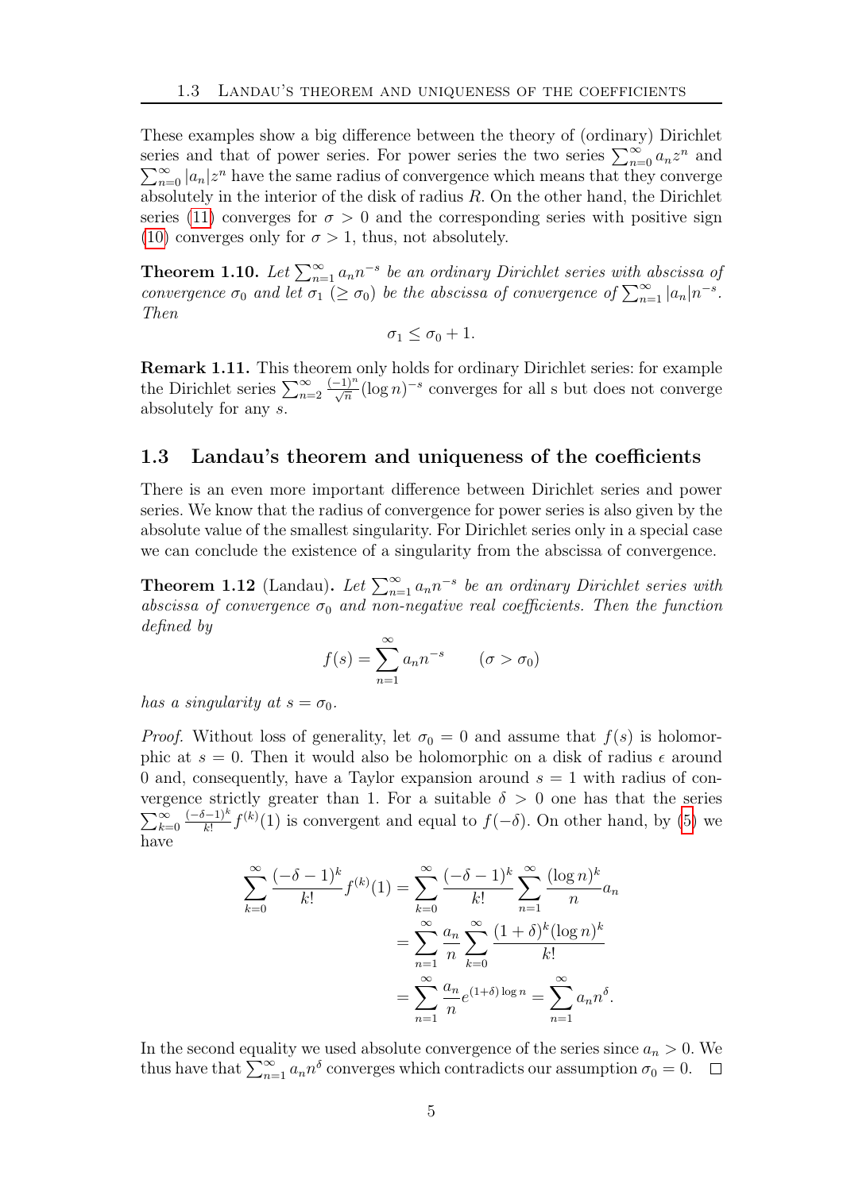These examples show a big difference between the theory of (ordinary) Dirichlet series and that of power series. For power series the two series $\sum_{n=0}^{\infty} a_n z^n$ and $\sum_{n=0}^{\infty} |a_n| z^n$ have the same radius of convergence which means that they converge absolutely in the interior of the disk of radius $R$. On the other hand, the Dirichlet series (11) converges for $\sigma > 0$ and the corresponding series with positive sign (10) converges only for $\sigma > 1$, thus, not absolutely.

**Theorem 1.10.** *Let $\sum_{n=1}^{\infty} a_n n^{-s}$ be an ordinary Dirichlet series with abscissa of convergence $\sigma_0$ and let $\sigma_1$ ($\geq \sigma_0$) be the abscissa of convergence of $\sum_{n=1}^{\infty} |a_n| n^{-s}$. Then*

$$\sigma_1 \leq \sigma_0 + 1.$$

**Remark 1.11.** This theorem only holds for ordinary Dirichlet series: for example the Dirichlet series $\sum_{n=2}^{\infty} \frac{(-1)^n}{\sqrt{n}} (\log n)^{-s}$ converges for all s but does not converge absolutely for any $s$.

## 1.3 Landau's theorem and uniqueness of the coefficients

There is an even more important difference between Dirichlet series and power series. We know that the radius of convergence for power series is also given by the absolute value of the smallest singularity. For Dirichlet series only in a special case we can conclude the existence of a singularity from the abscissa of convergence.

**Theorem 1.12** (Landau)**.** *Let $\sum_{n=1}^{\infty} a_n n^{-s}$ be an ordinary Dirichlet series with abscissa of convergence $\sigma_0$ and non-negative real coefficients. Then the function defined by*

$$f(s) = \sum_{n=1}^{\infty} a_n n^{-s} \qquad (\sigma > \sigma_0)$$

*has a singularity at $s = \sigma_0$.*

*Proof.* Without loss of generality, let $\sigma_0 = 0$ and assume that $f(s)$ is holomorphic at $s = 0$. Then it would also be holomorphic on a disk of radius $\epsilon$ around 0 and, consequently, have a Taylor expansion around $s = 1$ with radius of convergence strictly greater than 1. For a suitable $\delta > 0$ one has that the series $\sum_{k=0}^{\infty} \frac{(-\delta-1)^k}{k!} f^{(k)}(1)$ is convergent and equal to $f(-\delta)$. On other hand, by (5) we have

$$\begin{aligned}
\sum_{k=0}^{\infty} \frac{(-\delta-1)^k}{k!} f^{(k)}(1) &= \sum_{k=0}^{\infty} \frac{(-\delta-1)^k}{k!} \sum_{n=1}^{\infty} \frac{(\log n)^k}{n} a_n \\
&= \sum_{n=1}^{\infty} \frac{a_n}{n} \sum_{k=0}^{\infty} \frac{(1+\delta)^k (\log n)^k}{k!} \\
&= \sum_{n=1}^{\infty} \frac{a_n}{n} e^{(1+\delta)\log n} = \sum_{n=1}^{\infty} a_n n^{\delta}.
\end{aligned}$$

In the second equality we used absolute convergence of the series since $a_n > 0$. We thus have that $\sum_{n=1}^{\infty} a_n n^{\delta}$ converges which contradicts our assumption $\sigma_0 = 0$. □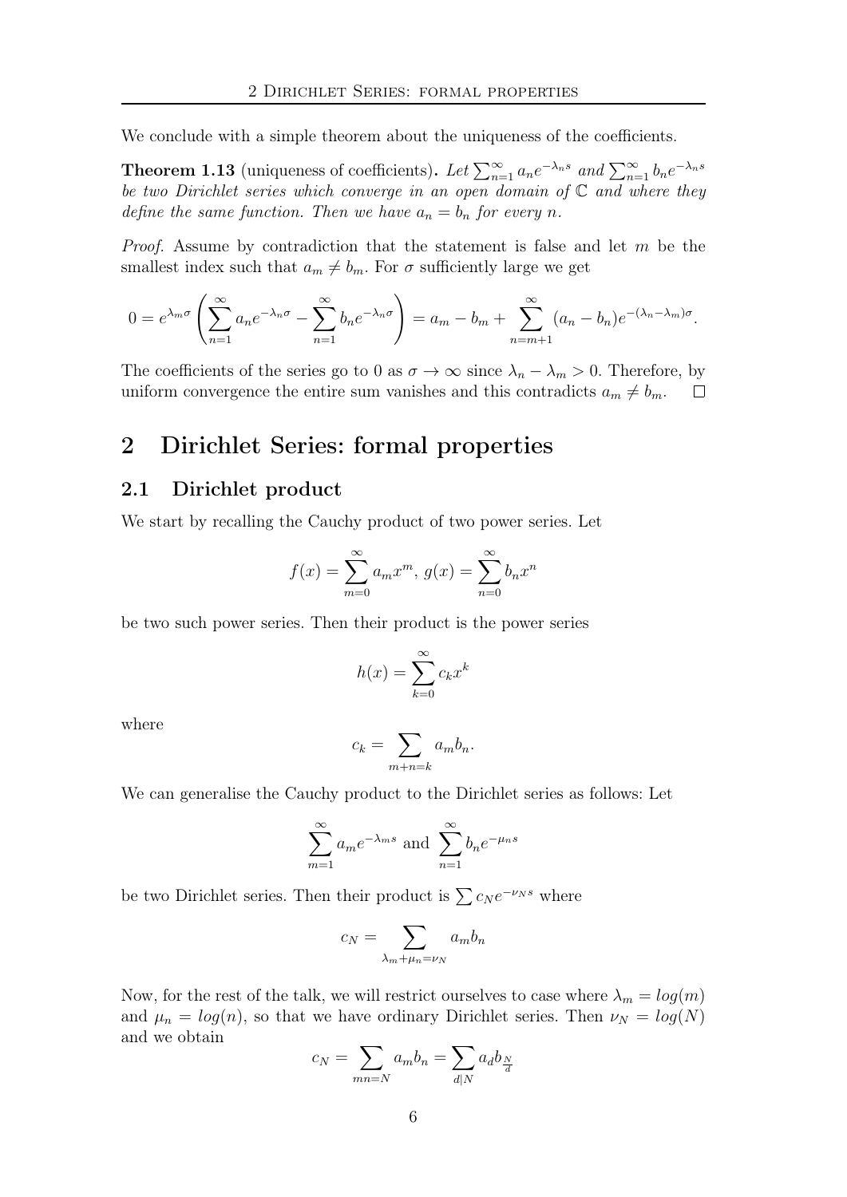We conclude with a simple theorem about the uniqueness of the coefficients.

**Theorem 1.13** (uniqueness of coefficients)**.** *Let $\sum_{n=1}^{\infty} a_n e^{-\lambda_n s}$ and $\sum_{n=1}^{\infty} b_n e^{-\lambda_n s}$ be two Dirichlet series which converge in an open domain of $\mathbb{C}$ and where they define the same function. Then we have $a_n = b_n$ for every $n$.*

*Proof.* Assume by contradiction that the statement is false and let $m$ be the smallest index such that $a_m \neq b_m$. For $\sigma$ sufficiently large we get

$$0 = e^{\lambda_m \sigma} \left( \sum_{n=1}^{\infty} a_n e^{-\lambda_n \sigma} - \sum_{n=1}^{\infty} b_n e^{-\lambda_n \sigma} \right) = a_m - b_m + \sum_{n=m+1}^{\infty} (a_n - b_n) e^{-(\lambda_n - \lambda_m)\sigma}.$$

The coefficients of the series go to 0 as $\sigma \to \infty$ since $\lambda_n - \lambda_m > 0$. Therefore, by uniform convergence the entire sum vanishes and this contradicts $a_m \neq b_m$. $\square$

## 2 Dirichlet Series: formal properties

### 2.1 Dirichlet product

We start by recalling the Cauchy product of two power series. Let

$$f(x) = \sum_{m=0}^{\infty} a_m x^m, \; g(x) = \sum_{n=0}^{\infty} b_n x^n$$

be two such power series. Then their product is the power series

$$h(x) = \sum_{k=0}^{\infty} c_k x^k$$

where

$$c_k = \sum_{m+n=k} a_m b_n.$$

We can generalise the Cauchy product to the Dirichlet series as follows: Let

$$\sum_{m=1}^{\infty} a_m e^{-\lambda_m s} \text{ and } \sum_{n=1}^{\infty} b_n e^{-\mu_n s}$$

be two Dirichlet series. Then their product is $\sum c_N e^{-\nu_N s}$ where

$$c_N = \sum_{\lambda_m + \mu_n = \nu_N} a_m b_n$$

Now, for the rest of the talk, we will restrict ourselves to case where $\lambda_m = log(m)$ and $\mu_n = log(n)$, so that we have ordinary Dirichlet series. Then $\nu_N = log(N)$ and we obtain

$$c_N = \sum_{mn=N} a_m b_n = \sum_{d|N} a_d b_{\frac{N}{d}}$$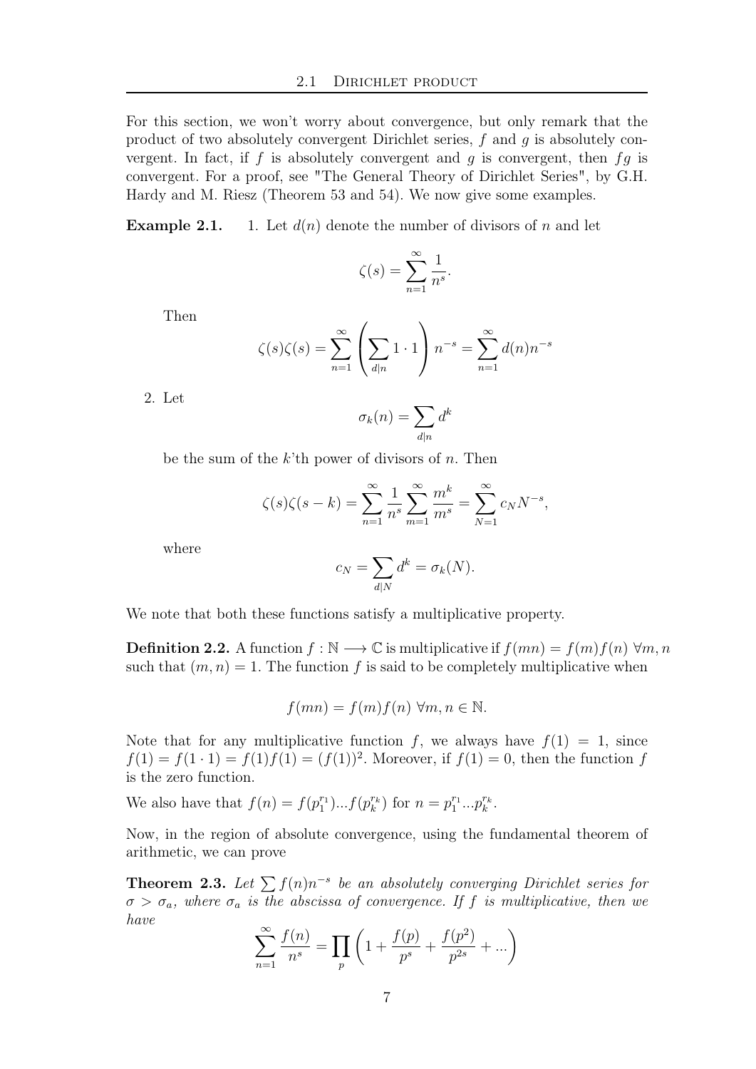For this section, we won't worry about convergence, but only remark that the product of two absolutely convergent Dirichlet series, $f$ and $g$ is absolutely convergent. In fact, if $f$ is absolutely convergent and $g$ is convergent, then $fg$ is convergent. For a proof, see "The General Theory of Dirichlet Series", by G.H. Hardy and M. Riesz (Theorem 53 and 54). We now give some examples.

**Example 2.1.** 1. Let $d(n)$ denote the number of divisors of $n$ and let

$$\zeta(s) = \sum_{n=1}^{\infty} \frac{1}{n^s}.$$

Then

$$\zeta(s)\zeta(s) = \sum_{n=1}^{\infty} \left( \sum_{d|n} 1 \cdot 1 \right) n^{-s} = \sum_{n=1}^{\infty} d(n) n^{-s}$$

2. Let

$$\sigma_k(n) = \sum_{d|n} d^k$$

be the sum of the $k$'th power of divisors of $n$. Then

$$\zeta(s)\zeta(s-k) = \sum_{n=1}^{\infty} \frac{1}{n^s} \sum_{m=1}^{\infty} \frac{m^k}{m^s} = \sum_{N=1}^{\infty} c_N N^{-s},$$

where

$$c_N = \sum_{d|N} d^k = \sigma_k(N).$$

We note that both these functions satisfy a multiplicative property.

**Definition 2.2.** A function $f : \mathbb{N} \longrightarrow \mathbb{C}$ is multiplicative if $f(mn) = f(m)f(n)\ \forall m, n$ such that $(m, n) = 1$. The function $f$ is said to be completely multiplicative when

$$f(mn) = f(m)f(n)\ \forall m, n \in \mathbb{N}.$$

Note that for any multiplicative function $f$, we always have $f(1) = 1$, since $f(1) = f(1 \cdot 1) = f(1)f(1) = (f(1))^2$. Moreover, if $f(1) = 0$, then the function $f$ is the zero function.

We also have that $f(n) = f(p_1^{r_1})...f(p_k^{r_k})$ for $n = p_1^{r_1}...p_k^{r_k}$.

Now, in the region of absolute convergence, using the fundamental theorem of arithmetic, we can prove

**Theorem 2.3.** *Let $\sum f(n)n^{-s}$ be an absolutely converging Dirichlet series for $\sigma > \sigma_a$, where $\sigma_a$ is the abscissa of convergence. If $f$ is multiplicative, then we have*

$$\sum_{n=1}^{\infty} \frac{f(n)}{n^s} = \prod_p \left( 1 + \frac{f(p)}{p^s} + \frac{f(p^2)}{p^{2s}} + ... \right)$$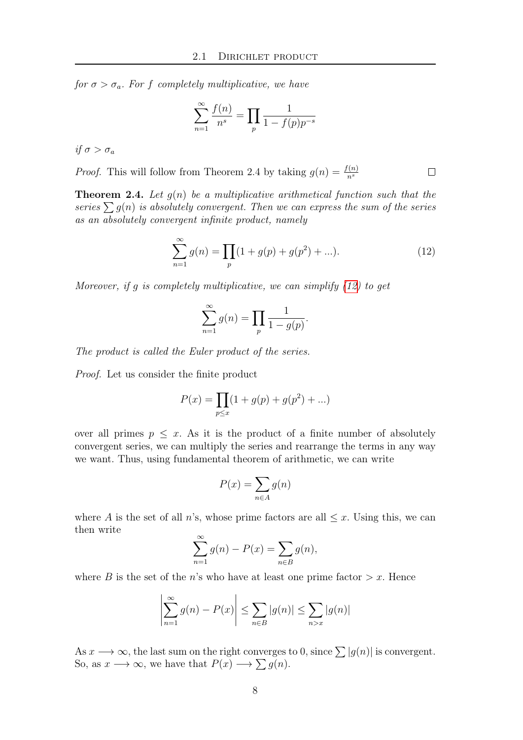*for $\sigma > \sigma_a$. For $f$ completely multiplicative, we have*

$$\sum_{n=1}^{\infty} \frac{f(n)}{n^s} = \prod_p \frac{1}{1 - f(p)p^{-s}}$$

*if $\sigma > \sigma_a$*

*Proof.* This will follow from Theorem 2.4 by taking $g(n) = \frac{f(n)}{n^s}$ □

**Theorem 2.4.** *Let $g(n)$ be a multiplicative arithmetical function such that the series $\sum g(n)$ is absolutely convergent. Then we can express the sum of the series as an absolutely convergent infinite product, namely*

$$\sum_{n=1}^{\infty} g(n) = \prod_p (1 + g(p) + g(p^2) + ...). \tag{12}$$

*Moreover, if $g$ is completely multiplicative, we can simplify (12) to get*

$$\sum_{n=1}^{\infty} g(n) = \prod_p \frac{1}{1 - g(p)}.$$

*The product is called the Euler product of the series.*

*Proof.* Let us consider the finite product

$$P(x) = \prod_{p \leq x} (1 + g(p) + g(p^2) + ...)$$

over all primes $p \leq x$. As it is the product of a finite number of absolutely convergent series, we can multiply the series and rearrange the terms in any way we want. Thus, using fundamental theorem of arithmetic, we can write

$$P(x) = \sum_{n \in A} g(n)$$

where $A$ is the set of all $n$'s, whose prime factors are all $\leq x$. Using this, we can then write

$$\sum_{n=1}^{\infty} g(n) - P(x) = \sum_{n \in B} g(n),$$

where $B$ is the set of the $n$'s who have at least one prime factor $> x$. Hence

$$\left| \sum_{n=1}^{\infty} g(n) - P(x) \right| \leq \sum_{n \in B} |g(n)| \leq \sum_{n > x} |g(n)|$$

As $x \longrightarrow \infty$, the last sum on the right converges to 0, since $\sum |g(n)|$ is convergent. So, as $x \longrightarrow \infty$, we have that $P(x) \longrightarrow \sum g(n)$.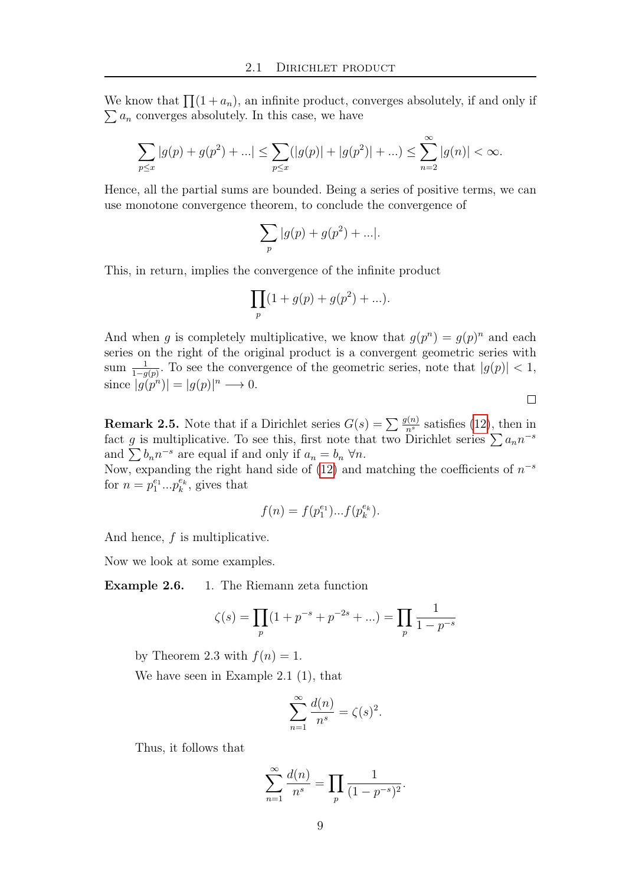We know that $\prod(1+a_n)$, an infinite product, converges absolutely, if and only if $\sum a_n$ converges absolutely. In this case, we have

$$\sum_{p\leq x}|g(p)+g(p^2)+...| \leq \sum_{p\leq x}(|g(p)|+|g(p^2)|+...) \leq \sum_{n=2}^{\infty}|g(n)| < \infty.$$

Hence, all the partial sums are bounded. Being a series of positive terms, we can use monotone convergence theorem, to conclude the convergence of

$$\sum_{p}|g(p)+g(p^2)+...|.$$

This, in return, implies the convergence of the infinite product

$$\prod_{p}(1+g(p)+g(p^2)+...).$$

And when $g$ is completely multiplicative, we know that $g(p^n)=g(p)^n$ and each series on the right of the original product is a convergent geometric series with sum $\frac{1}{1-g(p)}$. To see the convergence of the geometric series, note that $|g(p)|<1$, since $|g(p^n)|=|g(p)|^n \longrightarrow 0$.

□

**Remark 2.5.** Note that if a Dirichlet series $G(s)=\sum \frac{g(n)}{n^s}$ satisfies (12), then in fact $g$ is multiplicative. To see this, first note that two Dirichlet series $\sum a_n n^{-s}$ and $\sum b_n n^{-s}$ are equal if and only if $a_n=b_n \ \forall n$.
Now, expanding the right hand side of (12) and matching the coefficients of $n^{-s}$ for $n=p_1^{e_1}...p_k^{e_k}$, gives that

$$f(n)=f(p_1^{e_1})...f(p_k^{e_k}).$$

And hence, $f$ is multiplicative.

Now we look at some examples.

**Example 2.6.**

1. The Riemann zeta function

$$\zeta(s)=\prod_{p}(1+p^{-s}+p^{-2s}+...)=\prod_{p}\frac{1}{1-p^{-s}}$$

by Theorem 2.3 with $f(n)=1$.

We have seen in Example 2.1 (1), that

$$\sum_{n=1}^{\infty}\frac{d(n)}{n^s}=\zeta(s)^2.$$

Thus, it follows that

$$\sum_{n=1}^{\infty}\frac{d(n)}{n^s}=\prod_{p}\frac{1}{(1-p^{-s})^2}.$$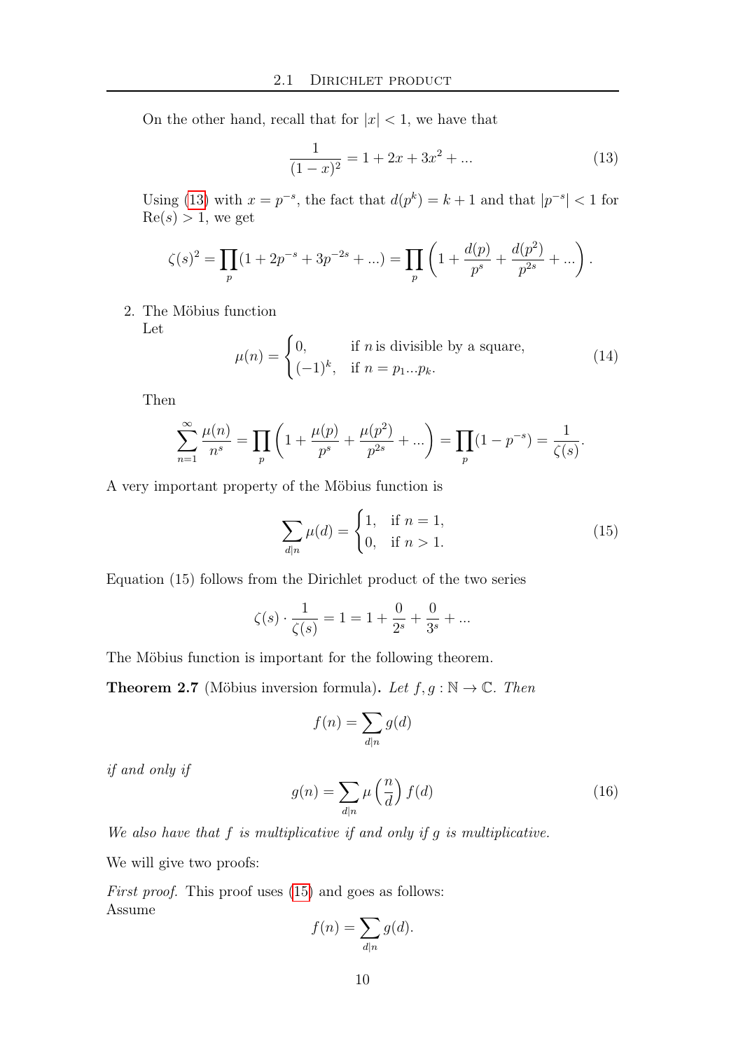On the other hand, recall that for $|x| < 1$, we have that

$$\frac{1}{(1-x)^2} = 1 + 2x + 3x^2 + ... \tag{13}$$

Using (13) with $x = p^{-s}$, the fact that $d(p^k) = k+1$ and that $|p^{-s}| < 1$ for $\text{Re}(s) > 1$, we get

$$\zeta(s)^2 = \prod_p (1 + 2p^{-s} + 3p^{-2s} + ...) = \prod_p \left(1 + \frac{d(p)}{p^s} + \frac{d(p^2)}{p^{2s}} + ...\right).$$

2. The Möbius function
   Let

$$\mu(n) = \begin{cases} 0, & \text{if } n \text{ is divisible by a square,} \\ (-1)^k, & \text{if } n = p_1 ... p_k. \end{cases} \tag{14}$$

   Then

$$\sum_{n=1}^{\infty} \frac{\mu(n)}{n^s} = \prod_p \left(1 + \frac{\mu(p)}{p^s} + \frac{\mu(p^2)}{p^{2s}} + ...\right) = \prod_p (1 - p^{-s}) = \frac{1}{\zeta(s)}.$$

A very important property of the Möbius function is

$$\sum_{d|n} \mu(d) = \begin{cases} 1, & \text{if } n = 1, \\ 0, & \text{if } n > 1. \end{cases} \tag{15}$$

Equation (15) follows from the Dirichlet product of the two series

$$\zeta(s) \cdot \frac{1}{\zeta(s)} = 1 = 1 + \frac{0}{2^s} + \frac{0}{3^s} + ...$$

The Möbius function is important for the following theorem.

**Theorem 2.7** (Möbius inversion formula). *Let $f, g : \mathbb{N} \to \mathbb{C}$. Then*

$$f(n) = \sum_{d|n} g(d)$$

*if and only if*

$$g(n) = \sum_{d|n} \mu\left(\frac{n}{d}\right) f(d) \tag{16}$$

*We also have that $f$ is multiplicative if and only if $g$ is multiplicative.*

We will give two proofs:

*First proof.* This proof uses (15) and goes as follows:
Assume

$$f(n) = \sum_{d|n} g(d).$$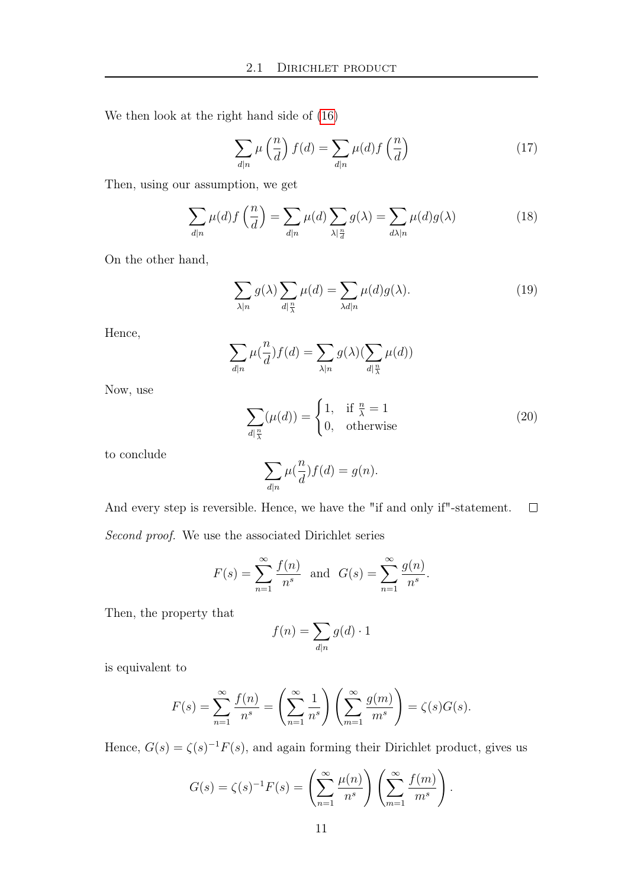We then look at the right hand side of (16)

$$\sum_{d|n} \mu\left(\frac{n}{d}\right) f(d) = \sum_{d|n} \mu(d) f\left(\frac{n}{d}\right) \tag{17}$$

Then, using our assumption, we get

$$\sum_{d|n} \mu(d) f\left(\frac{n}{d}\right) = \sum_{d|n} \mu(d) \sum_{\lambda | \frac{n}{d}} g(\lambda) = \sum_{d\lambda | n} \mu(d) g(\lambda) \tag{18}$$

On the other hand,

$$\sum_{\lambda | n} g(\lambda) \sum_{d | \frac{n}{\lambda}} \mu(d) = \sum_{\lambda d | n} \mu(d) g(\lambda). \tag{19}$$

Hence,

$$\sum_{d|n} \mu(\frac{n}{d}) f(d) = \sum_{\lambda | n} g(\lambda) (\sum_{d | \frac{n}{\lambda}} \mu(d))$$

Now, use

$$\sum_{d|\frac{n}{\lambda}} (\mu(d)) = \begin{cases} 1, & \text{if } \frac{n}{\lambda} = 1 \\ 0, & \text{otherwise} \end{cases} \tag{20}$$

to conclude

$$\sum_{d|n} \mu(\frac{n}{d}) f(d) = g(n).$$

And every step is reversible. Hence, we have the "if and only if"-statement. □

*Second proof.* We use the associated Dirichlet series

$$F(s) = \sum_{n=1}^{\infty} \frac{f(n)}{n^s} \text{ and } G(s) = \sum_{n=1}^{\infty} \frac{g(n)}{n^s}.$$

Then, the property that

$$f(n) = \sum_{d|n} g(d) \cdot 1$$

is equivalent to

$$F(s) = \sum_{n=1}^{\infty} \frac{f(n)}{n^s} = \left( \sum_{n=1}^{\infty} \frac{1}{n^s} \right) \left( \sum_{m=1}^{\infty} \frac{g(m)}{m^s} \right) = \zeta(s) G(s).$$

Hence, $G(s) = \zeta(s)^{-1} F(s)$, and again forming their Dirichlet product, gives us

$$G(s) = \zeta(s)^{-1} F(s) = \left( \sum_{n=1}^{\infty} \frac{\mu(n)}{n^s} \right) \left( \sum_{m=1}^{\infty} \frac{f(m)}{m^s} \right).$$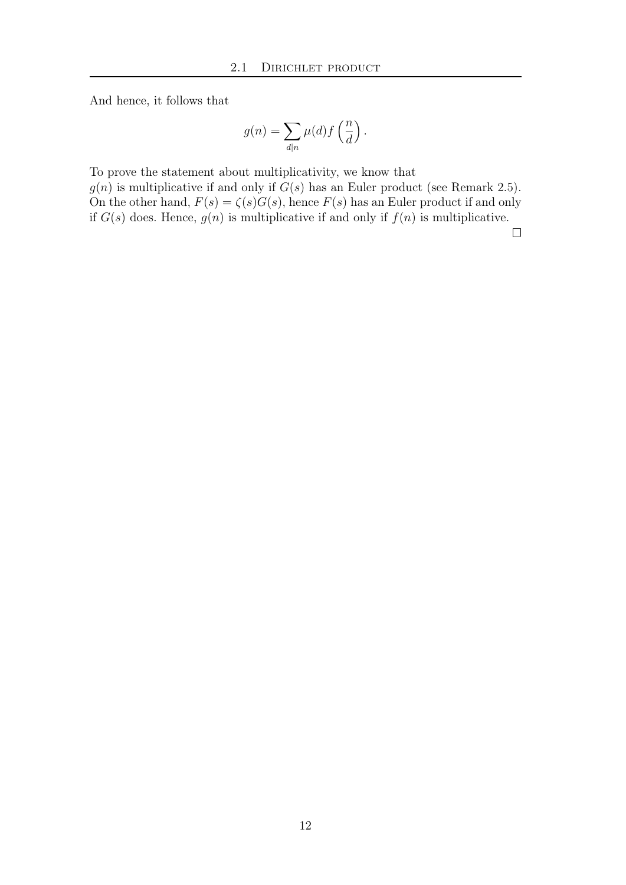And hence, it follows that

$$g(n) = \sum_{d|n} \mu(d) f\left(\frac{n}{d}\right).$$

To prove the statement about multiplicativity, we know that
$g(n)$ is multiplicative if and only if $G(s)$ has an Euler product (see Remark 2.5). On the other hand, $F(s) = \zeta(s)G(s)$, hence $F(s)$ has an Euler product if and only if $G(s)$ does. Hence, $g(n)$ is multiplicative if and only if $f(n)$ is multiplicative.

□